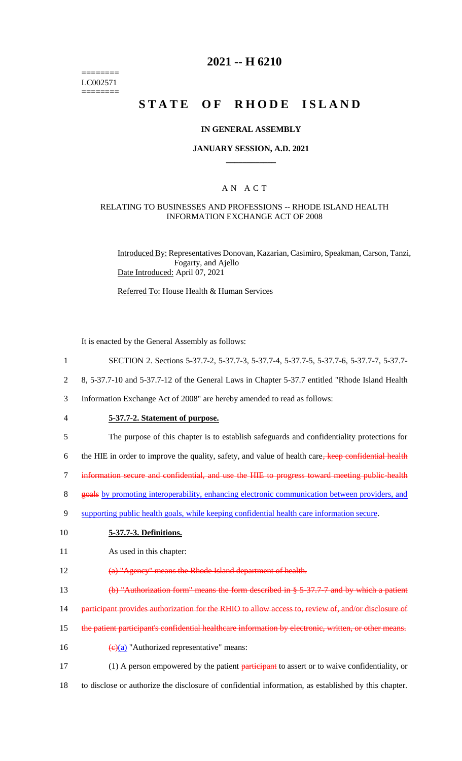# 2021 -- H 6210

========
LC002571
========

# STATE OF RHODE ISLAND

## IN GENERAL ASSEMBLY

### JANUARY SESSION, A.D. 2021

____________

## A N A C T

### RELATING TO BUSINESSES AND PROFESSIONS -- RHODE ISLAND HEALTH INFORMATION EXCHANGE ACT OF 2008

Introduced By: Representatives Donovan, Kazarian, Casimiro, Speakman, Carson, Tanzi, Fogarty, and Ajello

Date Introduced: April 07, 2021

Referred To: House Health & Human Services

It is enacted by the General Assembly as follows:

1 SECTION 2. Sections 5-37.7-2, 5-37.7-3, 5-37.7-4, 5-37.7-5, 5-37.7-6, 5-37.7-7, 5-37.7-
2 8, 5-37.7-10 and 5-37.7-12 of the General Laws in Chapter 5-37.7 entitled "Rhode Island Health
3 Information Exchange Act of 2008" are hereby amended to read as follows:

4 **5-37.7-2. Statement of purpose.**

5 The purpose of this chapter is to establish safeguards and confidentiality protections for
6 the HIE in order to improve the quality, safety, and value of health care~~, keep confidential health~~
7 ~~information secure and confidential, and use the HIE to progress toward meeting public health~~
8 ~~goals~~ by promoting interoperability, enhancing electronic communication between providers, and
9 supporting public health goals, while keeping confidential health care information secure.

10 **5-37.7-3. Definitions.**

11 As used in this chapter:

12 ~~(a) "Agency" means the Rhode Island department of health.~~

13 ~~(b) "Authorization form" means the form described in § 5-37.7-7 and by which a patient~~
14 ~~participant provides authorization for the RHIO to allow access to, review of, and/or disclosure of~~
15 ~~the patient participant's confidential healthcare information by electronic, written, or other means.~~

16 ~~(c)~~(a) "Authorized representative" means:

17 (1) A person empowered by the patient ~~participant~~ to assert or to waive confidentiality, or
18 to disclose or authorize the disclosure of confidential information, as established by this chapter.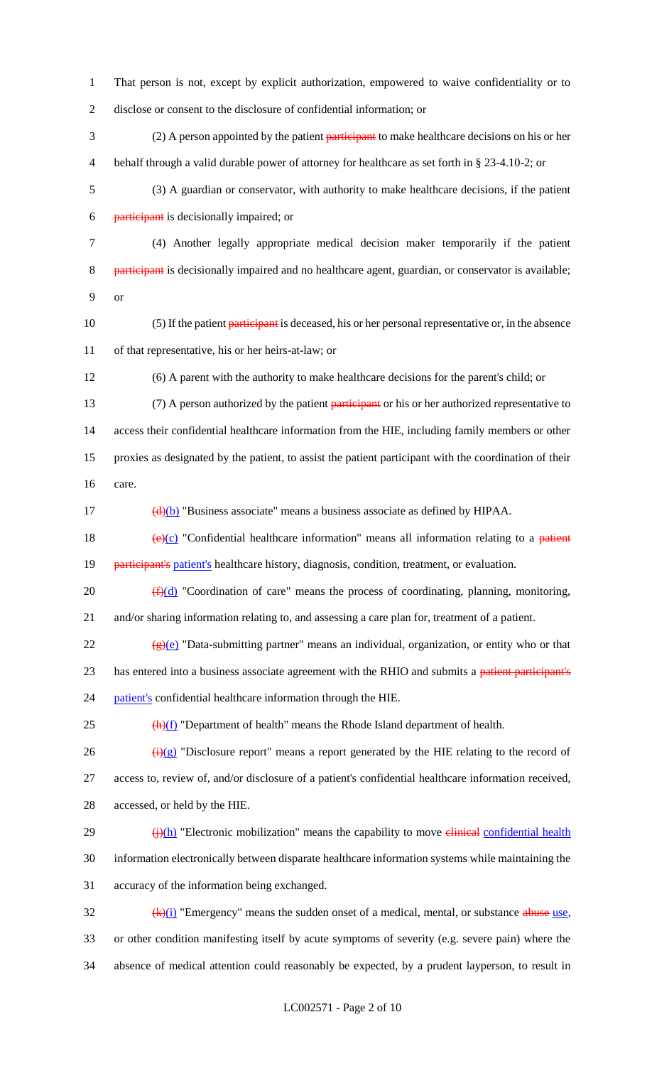That person is not, except by explicit authorization, empowered to waive confidentiality or to disclose or consent to the disclosure of confidential information; or

(2) A person appointed by the patient ~~participant~~ to make healthcare decisions on his or her behalf through a valid durable power of attorney for healthcare as set forth in § 23-4.10-2; or

(3) A guardian or conservator, with authority to make healthcare decisions, if the patient ~~participant~~ is decisionally impaired; or

(4) Another legally appropriate medical decision maker temporarily if the patient ~~participant~~ is decisionally impaired and no healthcare agent, guardian, or conservator is available; or

(5) If the patient ~~participant~~ is deceased, his or her personal representative or, in the absence of that representative, his or her heirs-at-law; or

(6) A parent with the authority to make healthcare decisions for the parent's child; or

(7) A person authorized by the patient ~~participant~~ or his or her authorized representative to access their confidential healthcare information from the HIE, including family members or other proxies as designated by the patient, to assist the patient participant with the coordination of their care.

~~(d)~~(b) "Business associate" means a business associate as defined by HIPAA.

~~(e)~~(c) "Confidential healthcare information" means all information relating to a ~~patient participant's~~ patient's healthcare history, diagnosis, condition, treatment, or evaluation.

~~(f)~~(d) "Coordination of care" means the process of coordinating, planning, monitoring, and/or sharing information relating to, and assessing a care plan for, treatment of a patient.

~~(g)~~(e) "Data-submitting partner" means an individual, organization, or entity who or that has entered into a business associate agreement with the RHIO and submits a ~~patient participant's~~ patient's confidential healthcare information through the HIE.

~~(h)~~(f) "Department of health" means the Rhode Island department of health.

~~(i)~~(g) "Disclosure report" means a report generated by the HIE relating to the record of access to, review of, and/or disclosure of a patient's confidential healthcare information received, accessed, or held by the HIE.

~~(j)~~(h) "Electronic mobilization" means the capability to move ~~clinical~~ confidential health information electronically between disparate healthcare information systems while maintaining the accuracy of the information being exchanged.

~~(k)~~(i) "Emergency" means the sudden onset of a medical, mental, or substance ~~abuse~~ use, or other condition manifesting itself by acute symptoms of severity (e.g. severe pain) where the absence of medical attention could reasonably be expected, by a prudent layperson, to result in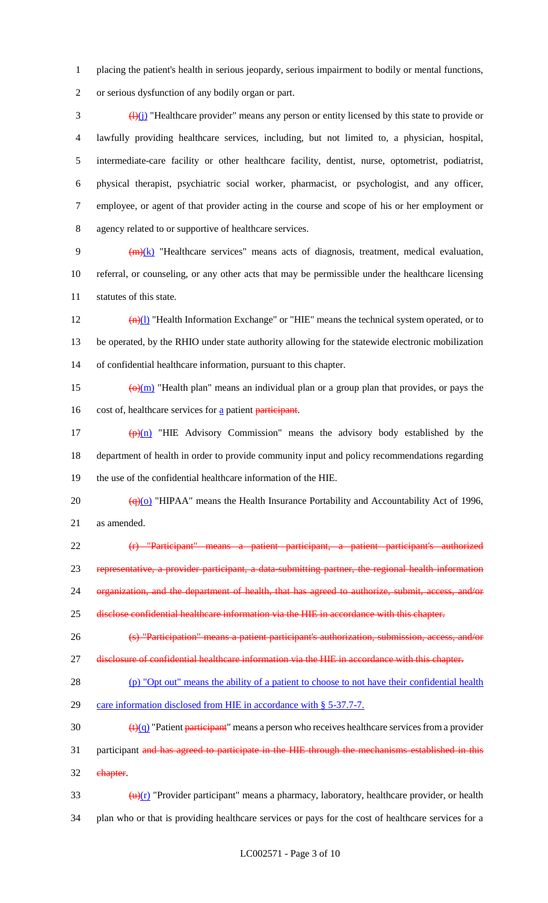placing the patient's health in serious jeopardy, serious impairment to bodily or mental functions, or serious dysfunction of any bodily organ or part.

~~(l)~~(j) "Healthcare provider" means any person or entity licensed by this state to provide or lawfully providing healthcare services, including, but not limited to, a physician, hospital, intermediate-care facility or other healthcare facility, dentist, nurse, optometrist, podiatrist, physical therapist, psychiatric social worker, pharmacist, or psychologist, and any officer, employee, or agent of that provider acting in the course and scope of his or her employment or agency related to or supportive of healthcare services.

~~(m)~~(k) "Healthcare services" means acts of diagnosis, treatment, medical evaluation, referral, or counseling, or any other acts that may be permissible under the healthcare licensing statutes of this state.

~~(n)~~(l) "Health Information Exchange" or "HIE" means the technical system operated, or to be operated, by the RHIO under state authority allowing for the statewide electronic mobilization of confidential healthcare information, pursuant to this chapter.

~~(o)~~(m) "Health plan" means an individual plan or a group plan that provides, or pays the cost of, healthcare services for a patient ~~participant~~.

~~(p)~~(n) "HIE Advisory Commission" means the advisory body established by the department of health in order to provide community input and policy recommendations regarding the use of the confidential healthcare information of the HIE.

~~(q)~~(o) "HIPAA" means the Health Insurance Portability and Accountability Act of 1996, as amended.

~~(r) "Participant" means a patient participant, a patient participant's authorized representative, a provider participant, a data-submitting partner, the regional health information organization, and the department of health, that has agreed to authorize, submit, access, and/or disclose confidential healthcare information via the HIE in accordance with this chapter.~~

~~(s) "Participation" means a patient participant's authorization, submission, access, and/or disclosure of confidential healthcare information via the HIE in accordance with this chapter.~~

(p) "Opt out" means the ability of a patient to choose to not have their confidential health care information disclosed from HIE in accordance with § 5-37.7-7.

~~(t)~~(q) "Patient ~~participant~~" means a person who receives healthcare services from a provider participant ~~and has agreed to participate in the HIE through the mechanisms established in this chapter~~.

~~(u)~~(r) "Provider participant" means a pharmacy, laboratory, healthcare provider, or health plan who or that is providing healthcare services or pays for the cost of healthcare services for a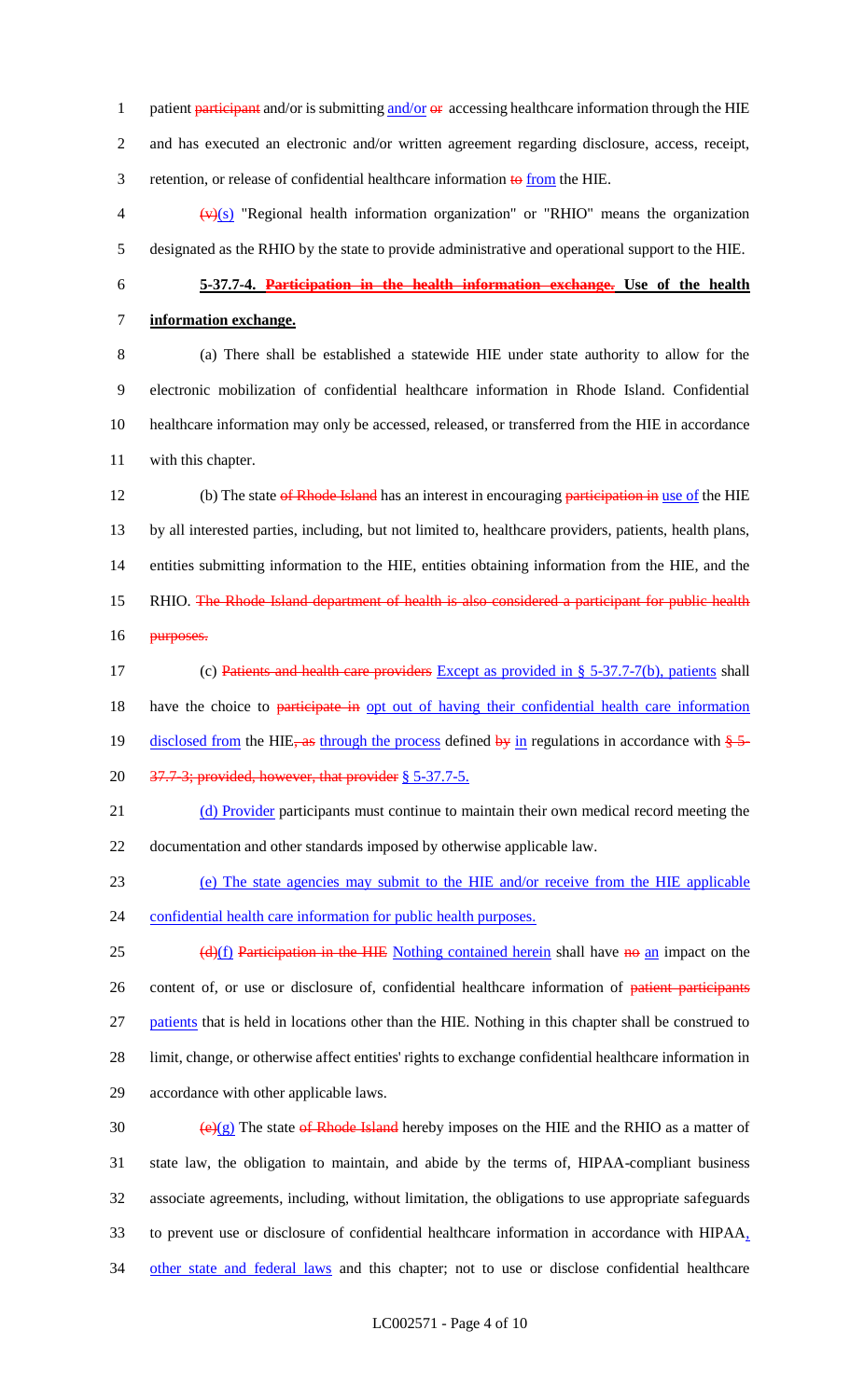patient ~~participant~~ and/or is submitting and/or ~~or~~ accessing healthcare information through the HIE and has executed an electronic and/or written agreement regarding disclosure, access, receipt, retention, or release of confidential healthcare information ~~to~~ from the HIE.

~~(v)~~(s) "Regional health information organization" or "RHIO" means the organization designated as the RHIO by the state to provide administrative and operational support to the HIE.

**5-37.7-4. ~~Participation in the health information exchange.~~ Use of the health information exchange.**

(a) There shall be established a statewide HIE under state authority to allow for the electronic mobilization of confidential healthcare information in Rhode Island. Confidential healthcare information may only be accessed, released, or transferred from the HIE in accordance with this chapter.

(b) The state ~~of Rhode Island~~ has an interest in encouraging ~~participation in~~ use of the HIE by all interested parties, including, but not limited to, healthcare providers, patients, health plans, entities submitting information to the HIE, entities obtaining information from the HIE, and the RHIO. ~~The Rhode Island department of health is also considered a participant for public health purposes.~~

(c) ~~Patients and health care providers~~ Except as provided in § 5-37.7-7(b), patients shall have the choice to ~~participate in~~ opt out of having their confidential health care information disclosed from the HIE~~, as~~ through the process defined ~~by~~ in regulations in accordance with ~~§ 5-37.7-3; provided, however, that provider~~ § 5-37.7-5.

(d) Provider participants must continue to maintain their own medical record meeting the documentation and other standards imposed by otherwise applicable law.

(e) The state agencies may submit to the HIE and/or receive from the HIE applicable confidential health care information for public health purposes.

~~(d)~~(f) ~~Participation in the HIE~~ Nothing contained herein shall have ~~no~~ an impact on the content of, or use or disclosure of, confidential healthcare information of ~~patient participants~~ patients that is held in locations other than the HIE. Nothing in this chapter shall be construed to limit, change, or otherwise affect entities' rights to exchange confidential healthcare information in accordance with other applicable laws.

~~(e)~~(g) The state ~~of Rhode Island~~ hereby imposes on the HIE and the RHIO as a matter of state law, the obligation to maintain, and abide by the terms of, HIPAA-compliant business associate agreements, including, without limitation, the obligations to use appropriate safeguards to prevent use or disclosure of confidential healthcare information in accordance with HIPAA, other state and federal laws and this chapter; not to use or disclose confidential healthcare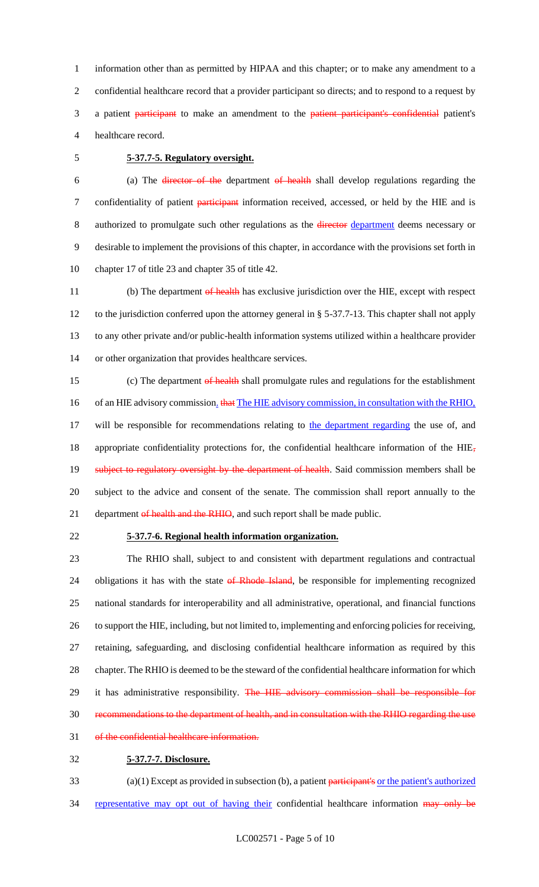information other than as permitted by HIPAA and this chapter; or to make any amendment to a confidential healthcare record that a provider participant so directs; and to respond to a request by a patient ~~participant~~ to make an amendment to the ~~patient participant's confidential~~ patient's healthcare record.

**5-37.7-5. Regulatory oversight.**

(a) The ~~director of the~~ department ~~of health~~ shall develop regulations regarding the confidentiality of patient ~~participant~~ information received, accessed, or held by the HIE and is authorized to promulgate such other regulations as the ~~director~~ department deems necessary or desirable to implement the provisions of this chapter, in accordance with the provisions set forth in chapter 17 of title 23 and chapter 35 of title 42.

(b) The department ~~of health~~ has exclusive jurisdiction over the HIE, except with respect to the jurisdiction conferred upon the attorney general in § 5-37.7-13. This chapter shall not apply to any other private and/or public-health information systems utilized within a healthcare provider or other organization that provides healthcare services.

(c) The department ~~of health~~ shall promulgate rules and regulations for the establishment of an HIE advisory commission. ~~that~~ The HIE advisory commission, in consultation with the RHIO, will be responsible for recommendations relating to the department regarding the use of, and appropriate confidentiality protections for, the confidential healthcare information of the HIE~~, subject to regulatory oversight by the department of health~~. Said commission members shall be subject to the advice and consent of the senate. The commission shall report annually to the department ~~of health and the RHIO~~, and such report shall be made public.

**5-37.7-6. Regional health information organization.**

The RHIO shall, subject to and consistent with department regulations and contractual obligations it has with the state ~~of Rhode Island~~, be responsible for implementing recognized national standards for interoperability and all administrative, operational, and financial functions to support the HIE, including, but not limited to, implementing and enforcing policies for receiving, retaining, safeguarding, and disclosing confidential healthcare information as required by this chapter. The RHIO is deemed to be the steward of the confidential healthcare information for which it has administrative responsibility. ~~The HIE advisory commission shall be responsible for recommendations to the department of health, and in consultation with the RHIO regarding the use of the confidential healthcare information.~~

**5-37.7-7. Disclosure.**

(a)(1) Except as provided in subsection (b), a patient ~~participant's~~ or the patient's authorized representative may opt out of having their confidential healthcare information ~~may only be~~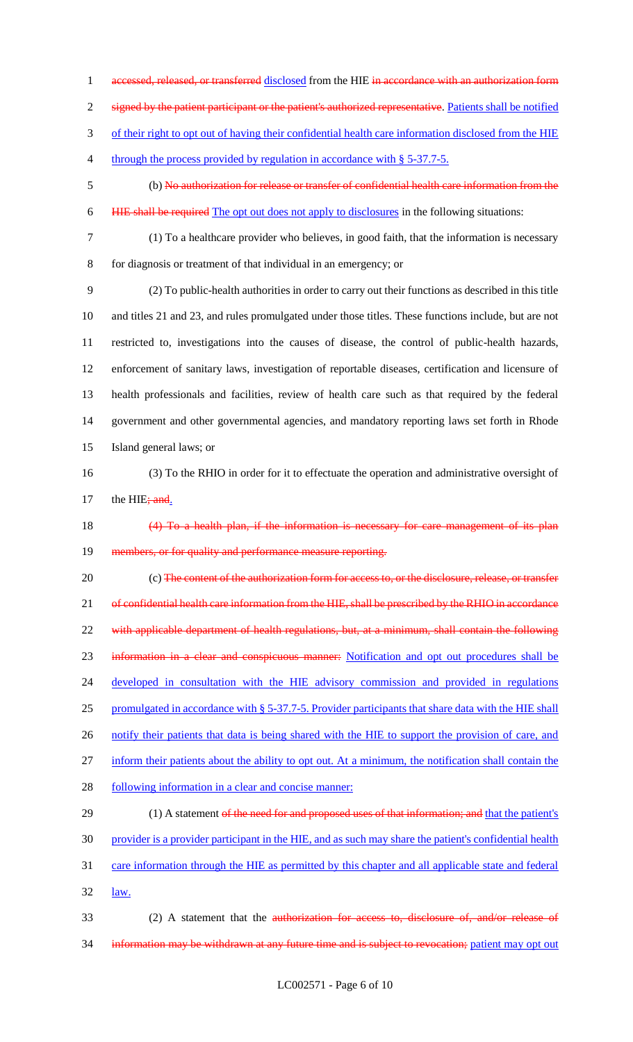accessed, released, or transferred disclosed from the HIE in accordance with an authorization form signed by the patient participant or the patient's authorized representative. Patients shall be notified of their right to opt out of having their confidential health care information disclosed from the HIE through the process provided by regulation in accordance with § 5-37.7-5.

(b) No authorization for release or transfer of confidential health care information from the HIE shall be required The opt out does not apply to disclosures in the following situations:

(1) To a healthcare provider who believes, in good faith, that the information is necessary for diagnosis or treatment of that individual in an emergency; or

(2) To public-health authorities in order to carry out their functions as described in this title and titles 21 and 23, and rules promulgated under those titles. These functions include, but are not restricted to, investigations into the causes of disease, the control of public-health hazards, enforcement of sanitary laws, investigation of reportable diseases, certification and licensure of health professionals and facilities, review of health care such as that required by the federal government and other governmental agencies, and mandatory reporting laws set forth in Rhode Island general laws; or

(3) To the RHIO in order for it to effectuate the operation and administrative oversight of the HIE; and.

(4) To a health plan, if the information is necessary for care management of its plan members, or for quality and performance measure reporting.

(c) The content of the authorization form for access to, or the disclosure, release, or transfer of confidential health care information from the HIE, shall be prescribed by the RHIO in accordance with applicable department of health regulations, but, at a minimum, shall contain the following information in a clear and conspicuous manner: Notification and opt out procedures shall be developed in consultation with the HIE advisory commission and provided in regulations promulgated in accordance with § 5-37.7-5. Provider participants that share data with the HIE shall notify their patients that data is being shared with the HIE to support the provision of care, and inform their patients about the ability to opt out. At a minimum, the notification shall contain the following information in a clear and concise manner:

(1) A statement of the need for and proposed uses of that information; and that the patient's provider is a provider participant in the HIE, and as such may share the patient's confidential health care information through the HIE as permitted by this chapter and all applicable state and federal law.

(2) A statement that the authorization for access to, disclosure of, and/or release of information may be withdrawn at any future time and is subject to revocation; patient may opt out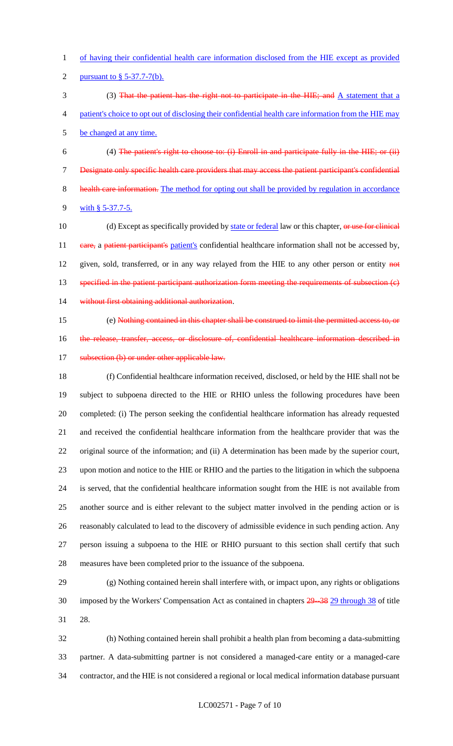of having their confidential health care information disclosed from the HIE except as provided pursuant to § 5-37.7-7(b).

(3) ~~That the patient has the right not to participate in the HIE; and~~ A statement that a patient's choice to opt out of disclosing their confidential health care information from the HIE may be changed at any time.

(4) ~~The patient's right to choose to: (i) Enroll in and participate fully in the HIE; or (ii) Designate only specific health care providers that may access the patient participant's confidential health care information.~~ The method for opting out shall be provided by regulation in accordance with § 5-37.7-5.

(d) Except as specifically provided by state or federal law or this chapter, ~~or use for clinical care,~~ a ~~patient participant's~~ patient's confidential healthcare information shall not be accessed by, given, sold, transferred, or in any way relayed from the HIE to any other person or entity ~~not specified in the patient participant authorization form meeting the requirements of subsection (c) without first obtaining additional authorization~~.

(e) ~~Nothing contained in this chapter shall be construed to limit the permitted access to, or the release, transfer, access, or disclosure of, confidential healthcare information described in subsection (b) or under other applicable law.~~

(f) Confidential healthcare information received, disclosed, or held by the HIE shall not be subject to subpoena directed to the HIE or RHIO unless the following procedures have been completed: (i) The person seeking the confidential healthcare information has already requested and received the confidential healthcare information from the healthcare provider that was the original source of the information; and (ii) A determination has been made by the superior court, upon motion and notice to the HIE or RHIO and the parties to the litigation in which the subpoena is served, that the confidential healthcare information sought from the HIE is not available from another source and is either relevant to the subject matter involved in the pending action or is reasonably calculated to lead to the discovery of admissible evidence in such pending action. Any person issuing a subpoena to the HIE or RHIO pursuant to this section shall certify that such measures have been completed prior to the issuance of the subpoena.

(g) Nothing contained herein shall interfere with, or impact upon, any rights or obligations imposed by the Workers' Compensation Act as contained in chapters ~~29 -- 38~~ 29 through 38 of title 28.

(h) Nothing contained herein shall prohibit a health plan from becoming a data-submitting partner. A data-submitting partner is not considered a managed-care entity or a managed-care contractor, and the HIE is not considered a regional or local medical information database pursuant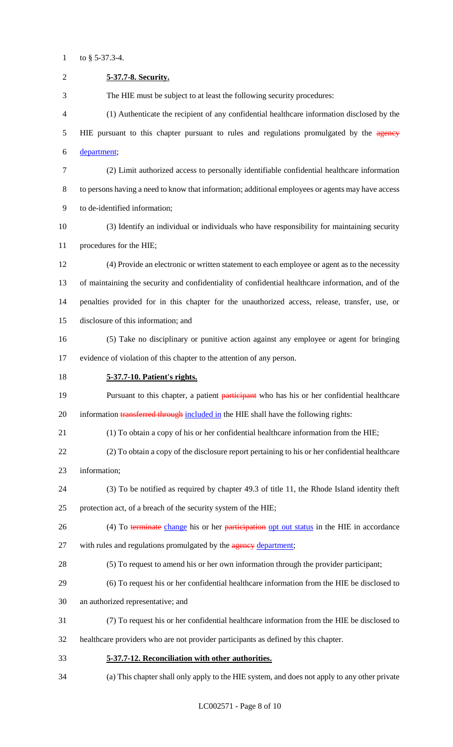to § 5-37.3-4.

**5-37.7-8. Security.**

The HIE must be subject to at least the following security procedures:

(1) Authenticate the recipient of any confidential healthcare information disclosed by the HIE pursuant to this chapter pursuant to rules and regulations promulgated by the ~~agency~~ department;

(2) Limit authorized access to personally identifiable confidential healthcare information to persons having a need to know that information; additional employees or agents may have access to de-identified information;

(3) Identify an individual or individuals who have responsibility for maintaining security procedures for the HIE;

(4) Provide an electronic or written statement to each employee or agent as to the necessity of maintaining the security and confidentiality of confidential healthcare information, and of the penalties provided for in this chapter for the unauthorized access, release, transfer, use, or disclosure of this information; and

(5) Take no disciplinary or punitive action against any employee or agent for bringing evidence of violation of this chapter to the attention of any person.

**5-37.7-10. Patient's rights.**

Pursuant to this chapter, a patient ~~participant~~ who has his or her confidential healthcare information ~~transferred through~~ included in the HIE shall have the following rights:

(1) To obtain a copy of his or her confidential healthcare information from the HIE;

(2) To obtain a copy of the disclosure report pertaining to his or her confidential healthcare information;

(3) To be notified as required by chapter 49.3 of title 11, the Rhode Island identity theft protection act, of a breach of the security system of the HIE;

(4) To ~~terminate~~ change his or her ~~participation~~ opt out status in the HIE in accordance with rules and regulations promulgated by the ~~agency~~ department;

(5) To request to amend his or her own information through the provider participant;

(6) To request his or her confidential healthcare information from the HIE be disclosed to an authorized representative; and

(7) To request his or her confidential healthcare information from the HIE be disclosed to healthcare providers who are not provider participants as defined by this chapter.

**5-37.7-12. Reconciliation with other authorities.**

(a) This chapter shall only apply to the HIE system, and does not apply to any other private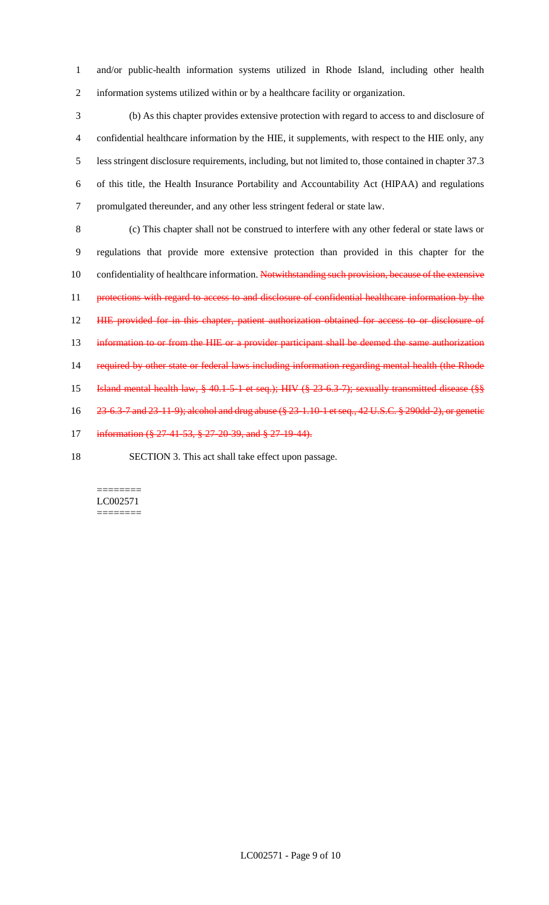and/or public-health information systems utilized in Rhode Island, including other health information systems utilized within or by a healthcare facility or organization.

(b) As this chapter provides extensive protection with regard to access to and disclosure of confidential healthcare information by the HIE, it supplements, with respect to the HIE only, any less stringent disclosure requirements, including, but not limited to, those contained in chapter 37.3 of this title, the Health Insurance Portability and Accountability Act (HIPAA) and regulations promulgated thereunder, and any other less stringent federal or state law.

(c) This chapter shall not be construed to interfere with any other federal or state laws or regulations that provide more extensive protection than provided in this chapter for the confidentiality of healthcare information. ~~Notwithstanding such provision, because of the extensive protections with regard to access to and disclosure of confidential healthcare information by the HIE provided for in this chapter, patient authorization obtained for access to or disclosure of information to or from the HIE or a provider participant shall be deemed the same authorization required by other state or federal laws including information regarding mental health (the Rhode Island mental health law, § 40.1-5-1 et seq.); HIV (§ 23-6.3-7); sexually transmitted disease (§§ 23-6.3-7 and 23-11-9); alcohol and drug abuse (§ 23-1.10-1 et seq., 42 U.S.C. § 290dd-2), or genetic information (§ 27-41-53, § 27-20-39, and § 27-19-44).~~

SECTION 3. This act shall take effect upon passage.

========
LC002571
========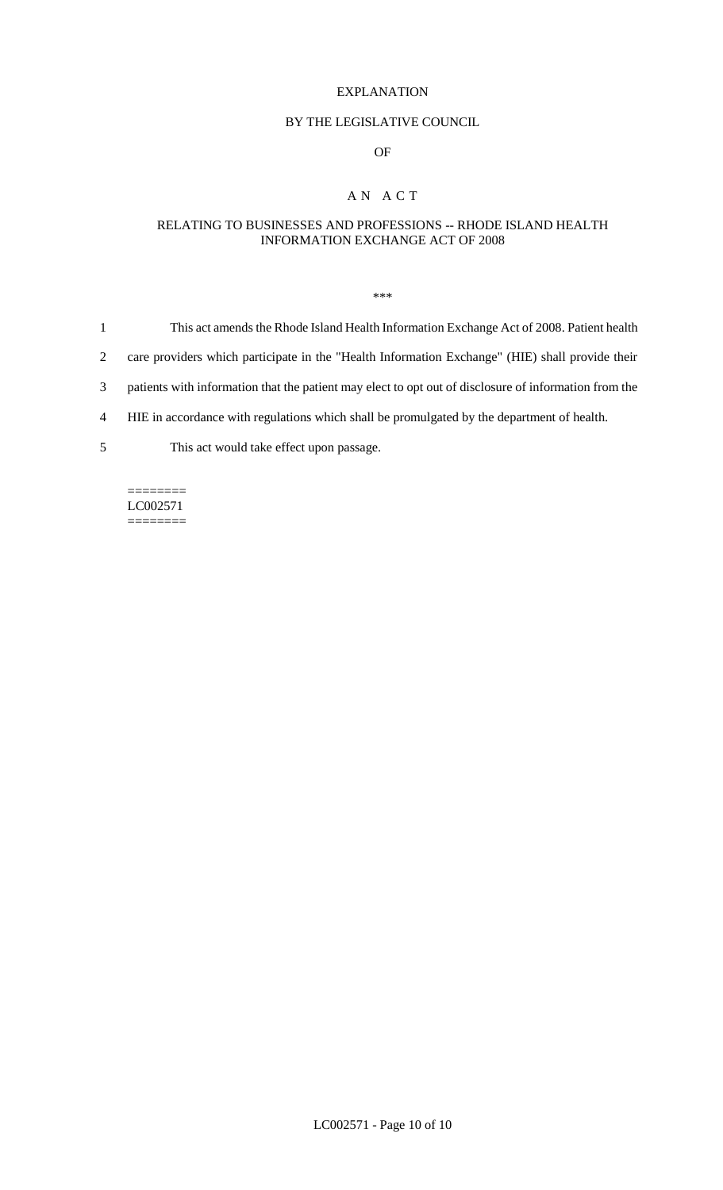EXPLANATION

BY THE LEGISLATIVE COUNCIL

OF

A N A C T

RELATING TO BUSINESSES AND PROFESSIONS -- RHODE ISLAND HEALTH INFORMATION EXCHANGE ACT OF 2008

\*\*\*

1 This act amends the Rhode Island Health Information Exchange Act of 2008. Patient health
2 care providers which participate in the "Health Information Exchange" (HIE) shall provide their
3 patients with information that the patient may elect to opt out of disclosure of information from the
4 HIE in accordance with regulations which shall be promulgated by the department of health.
5 This act would take effect upon passage.

========
LC002571
========